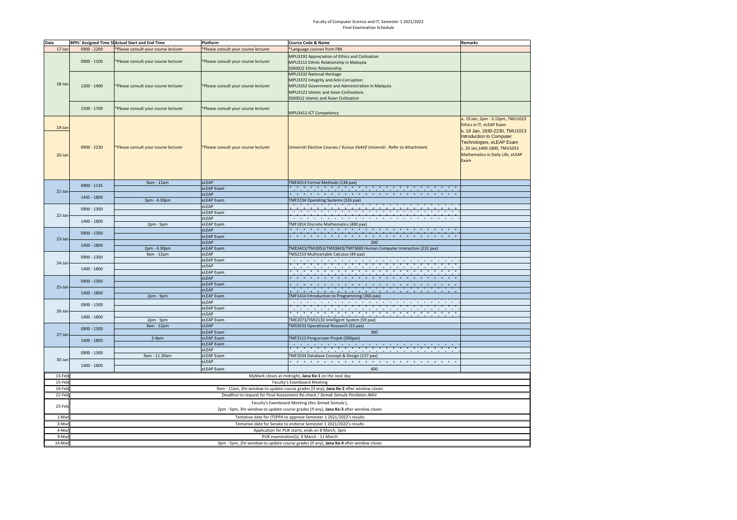Faculty of Computer Science and IT, Semester 1 2021/2022
Final Examination Schedule

| Date | BPPs' Assigned Time Sl | Actual Start and End Time | Platform | Course Code & Name | Remarks |
|---|---|---|---|---|---|
| 17-Jan | 0900 - 2200 | *Please consult your course lecturer | *Please consult your course lecturer | *Language courses from FBK | |
| 18-Jan | 0900 - 1100 | *Please consult your course lecturer | *Please consult your course lecturer | MPU3192 Appreciation of Ethics and Civilization<br>MPU3112 Ethnic Relationship in Malaysia<br>SSX0022 Ethnic Relationship | |
| | 1200 - 1400 | *Please consult your course lecturer | *Please consult your course lecturer | MPU3332 National Heritage<br>MPU3372 Integrity and Anti-Corruption<br>MPU3352 Government and Administration in Malaysia<br>MPU3122 Islamic and Asian Civilizations<br>SSX0012 Islamic and Asian Civilization | |
| | 1500 - 1700 | *Please consult your course lecturer | *Please consult your course lecturer | MPU3412 ICT Competency | |
| 19-Jan<br>20-Jan | 0900 - 2230 | *Please consult your course lecturer | *Please consult your course lecturer | Universiti Elective Courses / *Kursus Elektif Universiti*. Refer to Attachment. | a. 19 Jan, 2pm - 3.15pm, TMU1023 Ethics in IT, eLEAP Exam<br>b. 19 Jan, 1930-2230, TMU1013 Introduction to Computer Technologies, eLEAP Exam<br>c. 20 Jan,1400-1800, TMU1053 Mathematics in Daily Life, eLEAP Exam |
| 21-Jan | 0900 - 1145 | 9am - 11am | eLEAP | TME4013 Formal Methods (138 pax) | |
| | | | eLEAP Exam | | |
| | 1445 - 1800 | | eLEAP | | |
| | | 3pm - 4.30pm | eLEAP Exam | TMF2234 Operating Systems (326 pax) | |
| 22-Jan | 0900 - 1300 | | eLEAP | | |
| | | | eLEAP Exam | | |
| | 1400 - 1800 | | eLEAP | | |
| | | 2pm - 5pm | eLEAP Exam | TMF1814 Discrete Mathematics (400 pax) | |
| 23-Jan | 0900 - 1300 | | eLEAP | | |
| | | | eLEAP Exam | | |
| | 1400 - 1800 | | eLEAP | 200 | |
| | | 2pm - 4.30pm | eLEAP Exam | TME3423/TMI3053/TMS3843/TMT3683 Human Computer Interaction (232 pax) | |
| 24-Jan | 0900 - 1300 | 9am - 12pm | eLEAP | TMS2153 Multivariable Calculus (49 pax) | |
| | | | eLEAP Exam | | |
| | 1400 - 1800 | | eLEAP | | |
| | | | eLEAP Exam | | |
| 25-Jan | 0900 - 1300 | | eLEAP | | |
| | | | eLEAP Exam | | |
| | 1400 - 1800 | | eLEAP | | |
| | | 2pm - 5pm | eLEAP Exam | TMF1414 Introduction to Programming (366 pax) | |
| 26-Jan | 0900 - 1300 | | eLEAP | | |
| | | | eLEAP Exam | | |
| | 1400 - 1800 | | eLEAP | | |
| | | 2pm - 5pm | eLEAP Exam | TME2073/TMI2133 Intelligent System (59 pax) | |
| 27-Jan | 0900 - 1300 | 9am - 12pm | eLEAP | TMS3033 Operational Research (33 pax) | |
| | | | eLEAP Exam | 300 | |
| | 1400 - 1800 | 2-4pm | eLEAP Exam | TMF3113 Pengurusan Projek (300pax) | |
| | | | eLEAP Exam | | |
| 30-Jan | 0900 - 1300 | | eLEAP | | |
| | | 9am - 11.30am | eLEAP Exam | TMF2034 Database Concept & Design (137 pax) | |
| | 1400 - 1800 | | eLEAP | | |
| | | | eLEAP Exam | 600 | |
| 13-Feb | MyMark closes at midnight, **Jana Ke-1** on the next day | | | | |
| 15-Feb | Faculty's Examboard Meeting | | | | |
| 16-Feb | 9am - 11am, 2hr-window to update course grades (if any), **Jana Ke-2** after window closes | | | | |
| 21-Feb | Deadline to request for Final Assessment Re-check / *Semak Semula Penilaian Akhir* | | | | |
| 23-Feb | Faculty's Examboard Meeting (*Kes Semak Semula*),<br>2pm - 5pm, 3hr-window to update course grades (if any), **Jana Ke-3** after window closes | | | | |
| 1-Mar | Tentative date for JTSPPA to approve Semester 1 2021/2022's results | | | | |
| 3-Mar | Tentative date for Senate to endorse Semester 1 2021/2022's results | | | | |
| 4-Mar | Application for PUK starts, ends on 8 March, 5pm | | | | |
| 9-Mar | PUK examination(s), 9 March - 11 March | | | | |
| 14-Mar | 3pm - 5pm, 2hr-window to update course grades (if any), **Jana Ke-4** after window closes | | | | |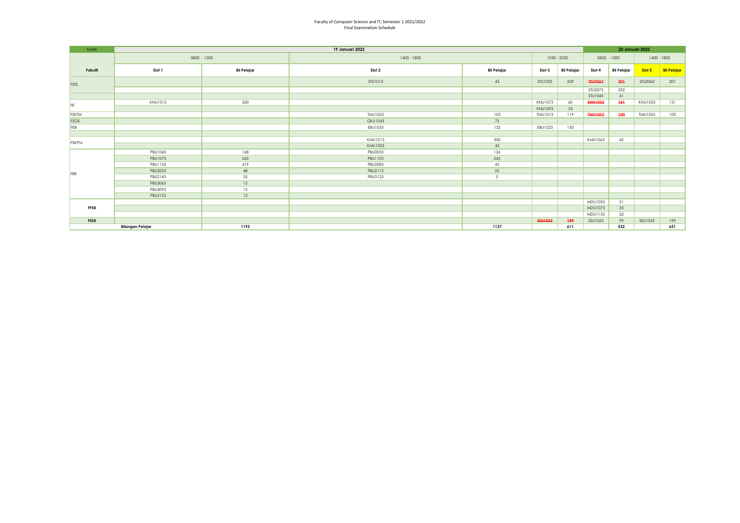Faculty of Computer Science and IT, Semester 1 2021/2022
Final Examination Schedule

| Tarikh | 19 Januari 2022 | | | | | | 20 Januari 2022 | | | |
|---|---|---|---|---|---|---|---|---|---|---|
| | 0830 - 1200 | | 1400 - 1800 | | 1930 - 2230 | | 0830 - 1200 | | 1400 - 1800 | |
| **Fakulti** | **Slot 1** | **Bil Pelajar** | **Slot 2** | **Bil Pelajar** | **Slot 3** | **Bil Pelajar** | **Slot 4** | **Bil Pelajar** | **Slot 5** | **Bil Pelajar** |
| FSTS | | | STU1013 | 43 | STU1033 | 229 | ~~STU2063~~ | ~~201~~ | STU2063 | 201 |
| | | | | | | | STU2073 | 202 | | |
| | | | | | | | STU1043 | 61 | | |
| FK | KNU1013 | 200 | | | KNU1073 | 60 | ~~KNU1033~~ | ~~151~~ | KNU1033 | 151 |
| | | | | | KNU1093 | 53 | | | | |
| FSKTM | | | TMU1023 | 103 | TMU1013 | 119 | ~~TMU1053~~ | ~~100~~ | TMU1053 | 100 |
| FSGK | | | GKU1043 | 75 | | | | | | |
| FEB | | | EBU1033 | 132 | EBU1023 | 150 | | | | |
| | | | | | | | | | | |
| FSKPM | | | KMU1013 | 300 | | | KMU1063 | 42 | | |
| | | | KMU1053 | 42 | | | | | | |
| FBK | PBU1043 | 168 | PBU0033 | 126 | | | | | | |
| | PBU1073 | 265 | PBU1103 | 245 | | | | | | |
| | PBU1133 | 419 | PBU2083 | 43 | | | | | | |
| | PBU2053 | 48 | PBU2113 | 25 | | | | | | |
| | PBU2143 | 55 | PBU3123 | 5 | | | | | | |
| | PBU3063 | 12 | | | | | | | | |
| | PBU3093 | 15 | | | | | | | | |
| | PBU3153 | 12 | | | | | | | | |
| **FPSK** | | | | | | | MDU1053 | 51 | | |
| | | | | | | | MDU1073 | 55 | | |
| | | | | | | | MDU1133 | 22 | | |
| **FSSK** | | | | | ~~SSU1033~~ | ~~198~~ | SSU1023 | 99 | SSU1033 | 199 |
| **Bilangan Pelajar** | | 1193 | | 1137 | | 611 | | 532 | | 651 |